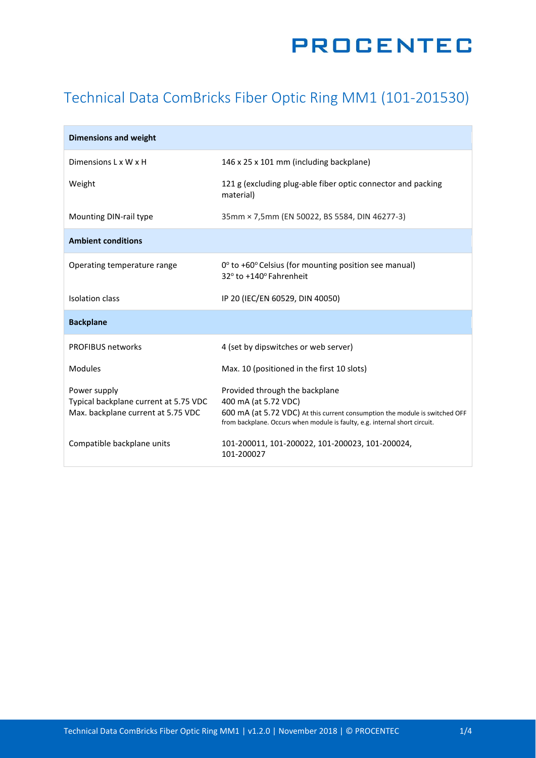# Technical Data ComBricks Fiber Optic Ring MM1 (101-201530)

| **Dimensions and weight** | |
|---|---|
| Dimensions L x W x H | 146 x 25 x 101 mm (including backplane) |
| Weight | 121 g (excluding plug-able fiber optic connector and packing material) |
| Mounting DIN-rail type | 35mm × 7,5mm (EN 50022, BS 5584, DIN 46277-3) |
| **Ambient conditions** | |
| Operating temperature range | 0° to +60° Celsius (for mounting position see manual)<br>32° to +140° Fahrenheit |
| Isolation class | IP 20 (IEC/EN 60529, DIN 40050) |
| **Backplane** | |
| PROFIBUS networks | 4 (set by dipswitches or web server) |
| Modules | Max. 10 (positioned in the first 10 slots) |
| Power supply<br>Typical backplane current at 5.75 VDC<br>Max. backplane current at 5.75 VDC | Provided through the backplane<br>400 mA (at 5.72 VDC)<br>600 mA (at 5.72 VDC) At this current consumption the module is switched OFF from backplane. Occurs when module is faulty, e.g. internal short circuit. |
| Compatible backplane units | 101-200011, 101-200022, 101-200023, 101-200024, 101-200027 |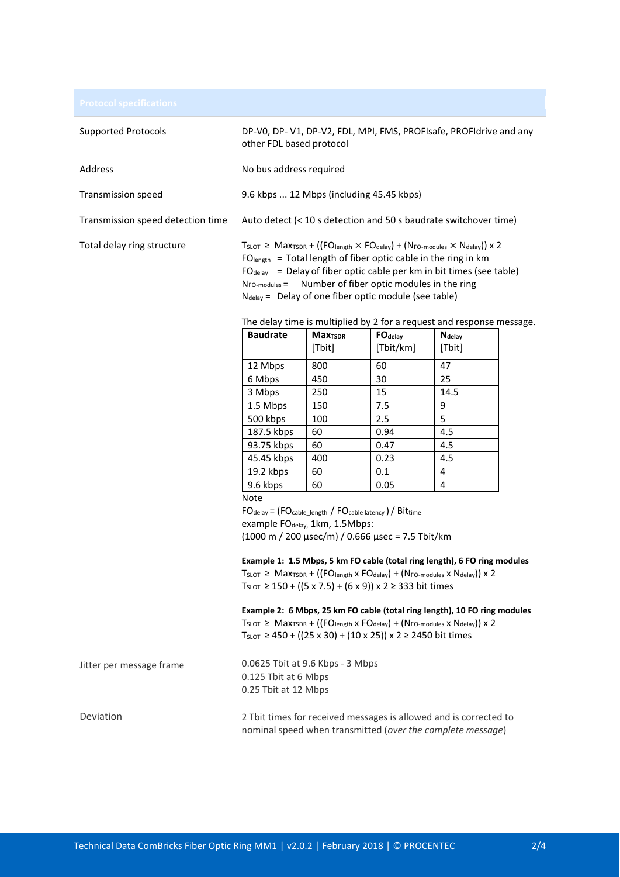## Protocol specifications

| | |
|---|---|
| Supported Protocols | DP-V0, DP- V1, DP-V2, FDL, MPI, FMS, PROFIsafe, PROFIdrive and any other FDL based protocol |
| Address | No bus address required |
| Transmission speed | 9.6 kbps ... 12 Mbps (including 45.45 kbps) |
| Transmission speed detection time | Auto detect (< 10 s detection and 50 s baudrate switchover time) |

**Total delay ring structure**

$T_{SLOT} \geq Max_{TSDR} + ((FO_{length} \times FO_{delay}) + (N_{FO\text{-}modules} \times N_{delay})) \times 2$

$FO_{length}$ = Total length of fiber optic cable in the ring in km

$FO_{delay}$ = Delay of fiber optic cable per km in bit times (see table)

$N_{FO\text{-}modules}$ = Number of fiber optic modules in the ring

$N_{delay}$ = Delay of one fiber optic module (see table)

The delay time is multiplied by 2 for a request and response message.

| Baudrate | $Max_{TSDR}$ [Tbit] | $FO_{delay}$ [Tbit/km] | $N_{delay}$ [Tbit] |
|---|---|---|---|
| 12 Mbps | 800 | 60 | 47 |
| 6 Mbps | 450 | 30 | 25 |
| 3 Mbps | 250 | 15 | 14.5 |
| 1.5 Mbps | 150 | 7.5 | 9 |
| 500 kbps | 100 | 2.5 | 5 |
| 187.5 kbps | 60 | 0.94 | 4.5 |
| 93.75 kbps | 60 | 0.47 | 4.5 |
| 45.45 kbps | 400 | 0.23 | 4.5 |
| 19.2 kbps | 60 | 0.1 | 4 |
| 9.6 kbps | 60 | 0.05 | 4 |

Note

$FO_{delay} = (FO_{cable\_length} / FO_{cable\ latency}) / Bit_{time}$

example $FO_{delay}$, 1km, 1.5Mbps:

(1000 m / 200 µsec/m) / 0.666 µsec = 7.5 Tbit/km

**Example 1: 1.5 Mbps, 5 km FO cable (total ring length), 6 FO ring modules**

$T_{SLOT} \geq Max_{TSDR} + ((FO_{length} \times FO_{delay}) + (N_{FO\text{-}modules} \times N_{delay})) \times 2$

$T_{SLOT} \geq 150 + ((5 \times 7.5) + (6 \times 9)) \times 2 \geq 333$ bit times

**Example 2: 6 Mbps, 25 km FO cable (total ring length), 10 FO ring modules**

$T_{SLOT} \geq Max_{TSDR} + ((FO_{length} \times FO_{delay}) + (N_{FO\text{-}modules} \times N_{delay})) \times 2$

$T_{SLOT} \geq 450 + ((25 \times 30) + (10 \times 25)) \times 2 \geq 2450$ bit times

| | |
|---|---|
| Jitter per message frame | 0.0625 Tbit at 9.6 Kbps - 3 Mbps<br>0.125 Tbit at 6 Mbps<br>0.25 Tbit at 12 Mbps |
| Deviation | 2 Tbit times for received messages is allowed and is corrected to nominal speed when transmitted (*over the complete message*) |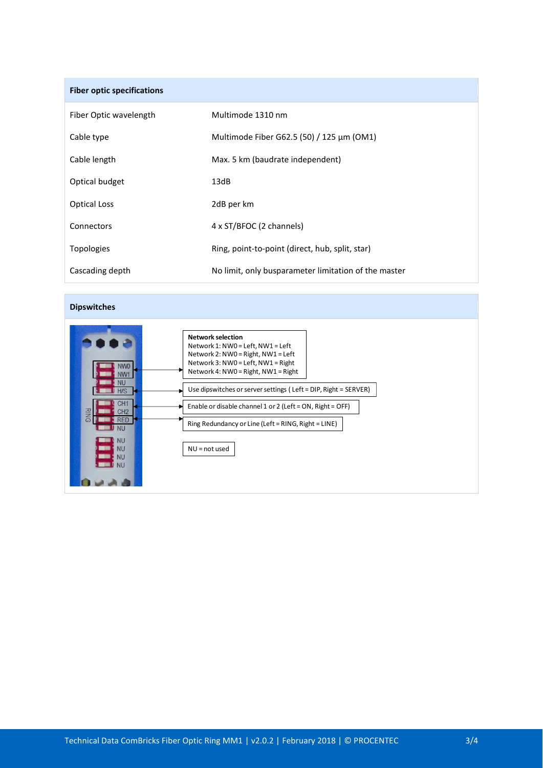| Fiber optic specifications | |
|---|---|
| Fiber Optic wavelength | Multimode 1310 nm |
| Cable type | Multimode Fiber G62.5 (50) / 125 µm (OM1) |
| Cable length | Max. 5 km (baudrate independent) |
| Optical budget | 13dB |
| Optical Loss | 2dB per km |
| Connectors | 4 x ST/BFOC (2 channels) |
| Topologies | Ring, point-to-point (direct, hub, split, star) |
| Cascading depth | No limit, only busparameter limitation of the master |

## Dipswitches

NW0
NW1
NU
H/S
CH1
CH2
RED
NU
NU
NU
NU
NU

RING

**Network selection**
Network 1: NW0 = Left, NW1 = Left
Network 2: NW0 = Right, NW1 = Left
Network 3: NW0 = Left, NW1 = Right
Network 4: NW0 = Right, NW1 = Right

Use dipswitches or server settings ( Left = DIP, Right = SERVER)

Enable or disable channel 1 or 2 (Left = ON, Right = OFF)

Ring Redundancy or Line (Left = RING, Right = LINE)

NU = not used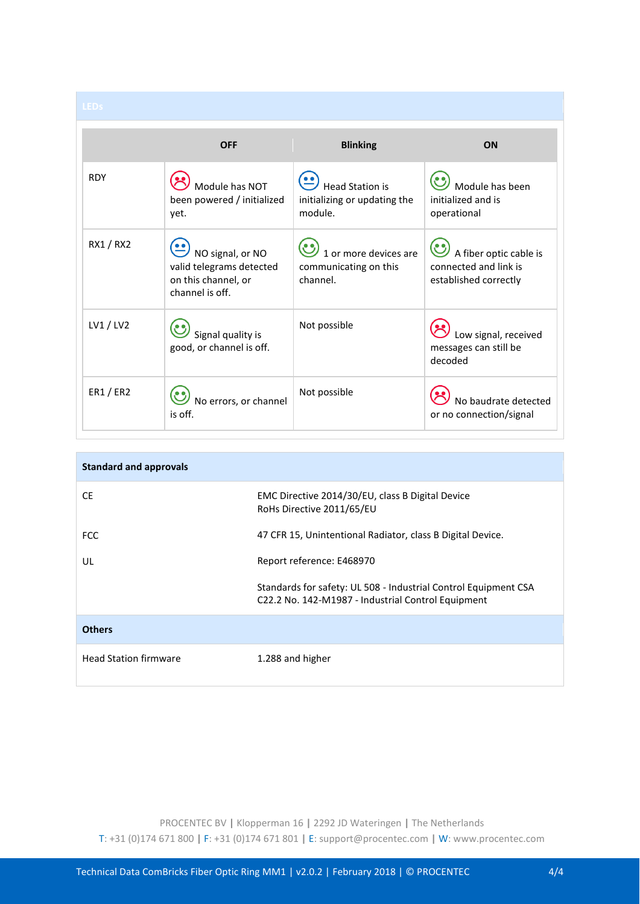## LEDs

| | OFF | Blinking | ON |
|---|---|---|---|
| RDY | Module has NOT been powered / initialized yet. | Head Station is initializing or updating the module. | Module has been initialized and is operational |
| RX1 / RX2 | NO signal, or NO valid telegrams detected on this channel, or channel is off. | 1 or more devices are communicating on this channel. | A fiber optic cable is connected and link is established correctly |
| LV1 / LV2 | Signal quality is good, or channel is off. | Not possible | Low signal, received messages can still be decoded |
| ER1 / ER2 | No errors, or channel is off. | Not possible | No baudrate detected or no connection/signal |

## Standard and approvals

| | |
|---|---|
| CE | EMC Directive 2014/30/EU, class B Digital Device<br>RoHs Directive 2011/65/EU |
| FCC | 47 CFR 15, Unintentional Radiator, class B Digital Device. |
| UL | Report reference: E468970 |
| | Standards for safety: UL 508 - Industrial Control Equipment CSA C22.2 No. 142-M1987 - Industrial Control Equipment |

## Others

| | |
|---|---|
| Head Station firmware | 1.288 and higher |

PROCENTEC BV | Klopperman 16 | 2292 JD Wateringen | The Netherlands

T: +31 (0)174 671 800 | F: +31 (0)174 671 801 | E: support@procentec.com | W: www.procentec.com